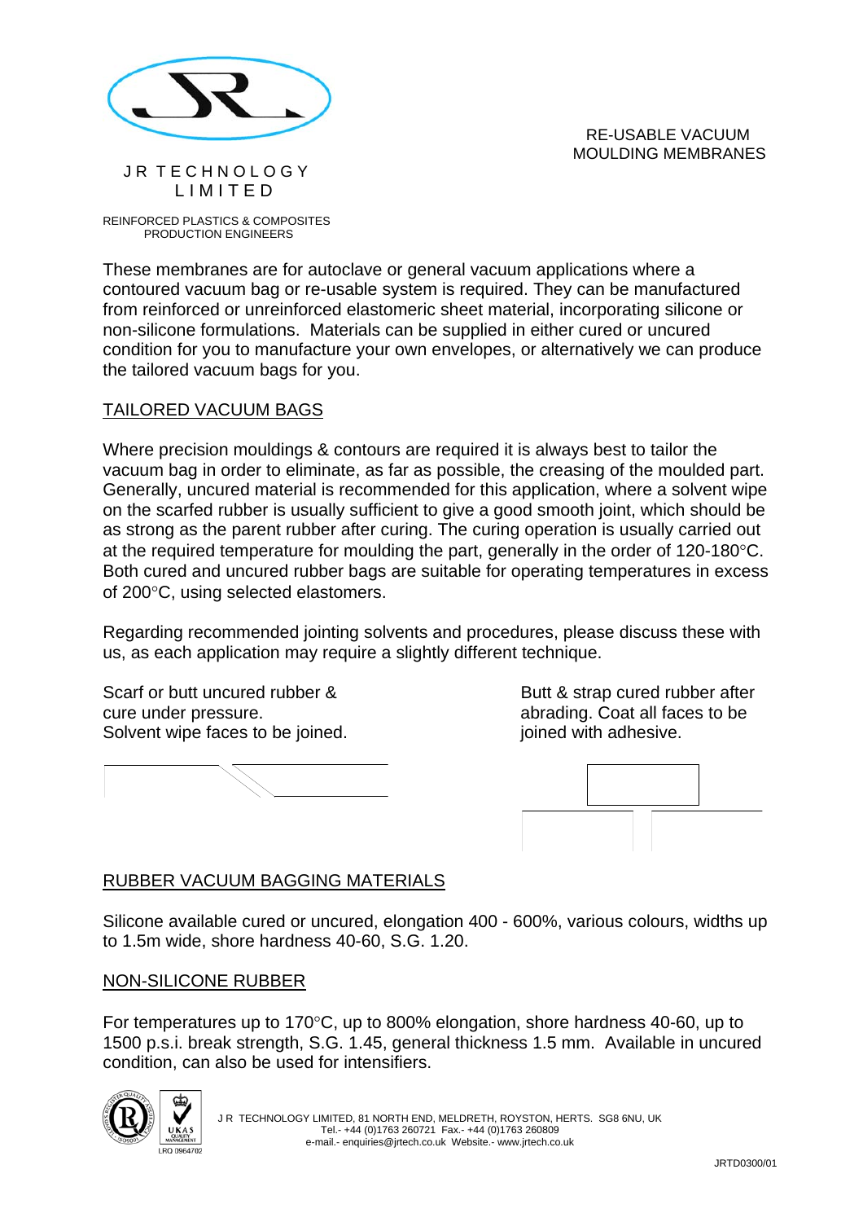JR TECHNOLOGY LIMITED

REINFORCED PLASTICS & COMPOSITES PRODUCTION ENGINEERS

# RE-USABLE VACUUM MOULDING MEMBRANES

These membranes are for autoclave or general vacuum applications where a contoured vacuum bag or re-usable system is required. They can be manufactured from reinforced or unreinforced elastomeric sheet material, incorporating silicone or non-silicone formulations. Materials can be supplied in either cured or uncured condition for you to manufacture your own envelopes, or alternatively we can produce the tailored vacuum bags for you.

## TAILORED VACUUM BAGS

Where precision mouldings & contours are required it is always best to tailor the vacuum bag in order to eliminate, as far as possible, the creasing of the moulded part. Generally, uncured material is recommended for this application, where a solvent wipe on the scarfed rubber is usually sufficient to give a good smooth joint, which should be as strong as the parent rubber after curing. The curing operation is usually carried out at the required temperature for moulding the part, generally in the order of 120-180°C. Both cured and uncured rubber bags are suitable for operating temperatures in excess of 200°C, using selected elastomers.

Regarding recommended jointing solvents and procedures, please discuss these with us, as each application may require a slightly different technique.

Scarf or butt uncured rubber & cure under pressure. Solvent wipe faces to be joined.

Butt & strap cured rubber after abrading. Coat all faces to be joined with adhesive.

## RUBBER VACUUM BAGGING MATERIALS

Silicone available cured or uncured, elongation 400 - 600%, various colours, widths up to 1.5m wide, shore hardness 40-60, S.G. 1.20.

## NON-SILICONE RUBBER

For temperatures up to 170°C, up to 800% elongation, shore hardness 40-60, up to 1500 p.s.i. break strength, S.G. 1.45, general thickness 1.5 mm. Available in uncured condition, can also be used for intensifiers.

J R TECHNOLOGY LIMITED, 81 NORTH END, MELDRETH, ROYSTON, HERTS. SG8 6NU, UK
Tel.- +44 (0)1763 260721 Fax.- +44 (0)1763 260809
e-mail.- enquiries@jrtech.co.uk Website.- www.jrtech.co.uk

LRQ 0964702

JRTD0300/01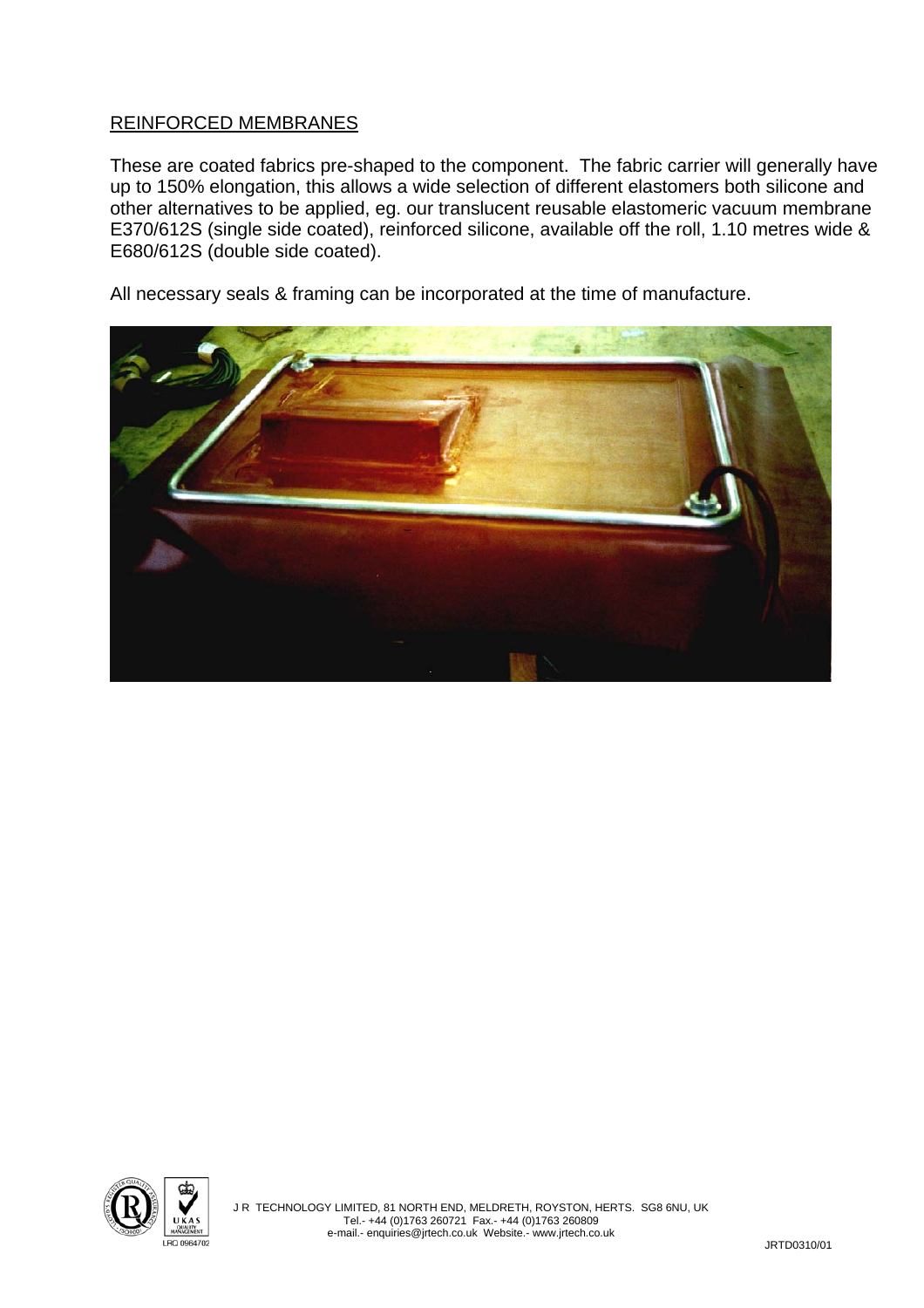## REINFORCED MEMBRANES

These are coated fabrics pre-shaped to the component. The fabric carrier will generally have up to 150% elongation, this allows a wide selection of different elastomers both silicone and other alternatives to be applied, eg. our translucent reusable elastomeric vacuum membrane E370/612S (single side coated), reinforced silicone, available off the roll, 1.10 metres wide & E680/612S (double side coated).

All necessary seals & framing can be incorporated at the time of manufacture.

J R TECHNOLOGY LIMITED, 81 NORTH END, MELDRETH, ROYSTON, HERTS. SG8 6NU, UK
Tel.- +44 (0)1763 260721 Fax.- +44 (0)1763 260809
e-mail.- enquiries@jrtech.co.uk Website.- www.jrtech.co.uk

JRTD0310/01